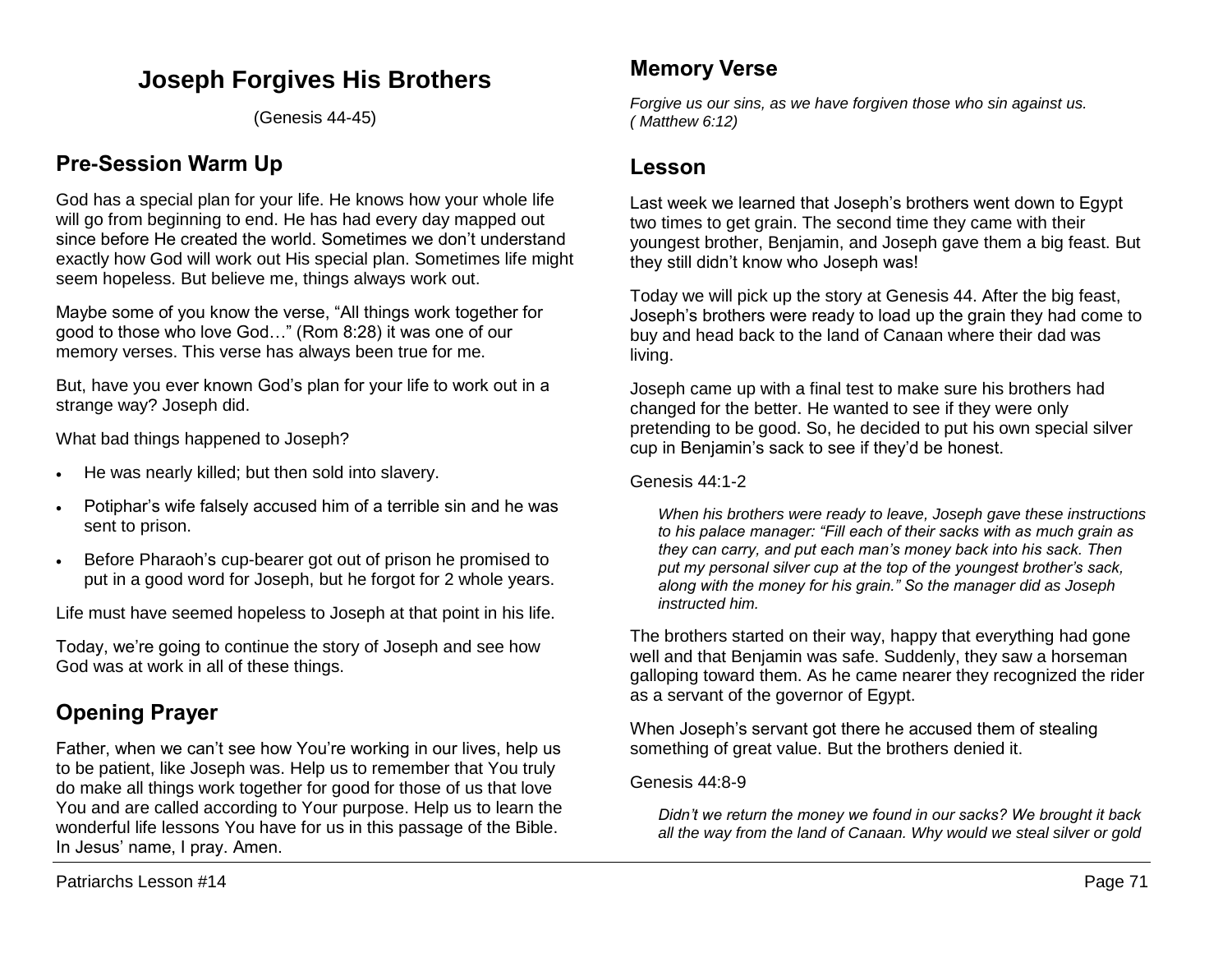# Joseph Forgives His Brothers

(Genesis 44-45)

## Pre-Session Warm Up

God has a special plan for your life. He knows how your whole life will go from beginning to end. He has had every day mapped out since before He created the world. Sometimes we don't understand exactly how God will work out His special plan. Sometimes life might seem hopeless. But believe me, things always work out.

Maybe some of you know the verse, "All things work together for good to those who love God…" (Rom 8:28) it was one of our memory verses. This verse has always been true for me.

But, have you ever known God's plan for your life to work out in a strange way? Joseph did.

What bad things happened to Joseph?

- He was nearly killed; but then sold into slavery.
- Potiphar's wife falsely accused him of a terrible sin and he was sent to prison.
- Before Pharaoh's cup-bearer got out of prison he promised to put in a good word for Joseph, but he forgot for 2 whole years.

Life must have seemed hopeless to Joseph at that point in his life.

Today, we're going to continue the story of Joseph and see how God was at work in all of these things.

## Opening Prayer

Father, when we can't see how You're working in our lives, help us to be patient, like Joseph was. Help us to remember that You truly do make all things work together for good for those of us that love You and are called according to Your purpose. Help us to learn the wonderful life lessons You have for us in this passage of the Bible. In Jesus' name, I pray. Amen.

## Memory Verse

*Forgive us our sins, as we have forgiven those who sin against us. ( Matthew 6:12)*

## Lesson

Last week we learned that Joseph's brothers went down to Egypt two times to get grain. The second time they came with their youngest brother, Benjamin, and Joseph gave them a big feast. But they still didn't know who Joseph was!

Today we will pick up the story at Genesis 44. After the big feast, Joseph's brothers were ready to load up the grain they had come to buy and head back to the land of Canaan where their dad was living.

Joseph came up with a final test to make sure his brothers had changed for the better. He wanted to see if they were only pretending to be good. So, he decided to put his own special silver cup in Benjamin's sack to see if they'd be honest.

Genesis 44:1-2

> *When his brothers were ready to leave, Joseph gave these instructions to his palace manager: "Fill each of their sacks with as much grain as they can carry, and put each man's money back into his sack. Then put my personal silver cup at the top of the youngest brother's sack, along with the money for his grain." So the manager did as Joseph instructed him.*

The brothers started on their way, happy that everything had gone well and that Benjamin was safe. Suddenly, they saw a horseman galloping toward them. As he came nearer they recognized the rider as a servant of the governor of Egypt.

When Joseph's servant got there he accused them of stealing something of great value. But the brothers denied it.

Genesis 44:8-9

> *Didn't we return the money we found in our sacks? We brought it back all the way from the land of Canaan. Why would we steal silver or gold*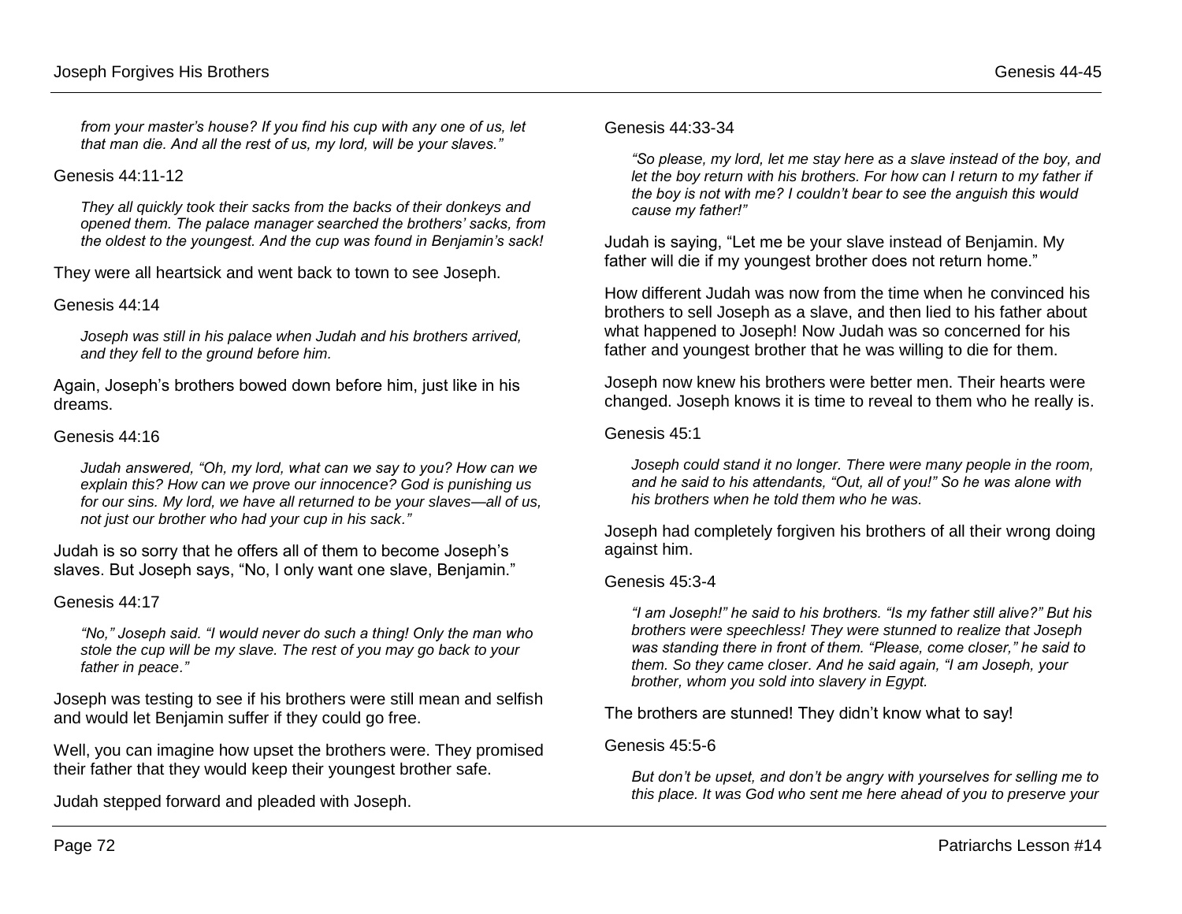*from your master's house? If you find his cup with any one of us, let that man die. And all the rest of us, my lord, will be your slaves."*

Genesis 44:11-12

*They all quickly took their sacks from the backs of their donkeys and opened them. The palace manager searched the brothers' sacks, from the oldest to the youngest. And the cup was found in Benjamin's sack!*

They were all heartsick and went back to town to see Joseph.

Genesis 44:14

*Joseph was still in his palace when Judah and his brothers arrived, and they fell to the ground before him.*

Again, Joseph's brothers bowed down before him, just like in his dreams.

Genesis 44:16

*Judah answered, "Oh, my lord, what can we say to you? How can we explain this? How can we prove our innocence? God is punishing us for our sins. My lord, we have all returned to be your slaves—all of us, not just our brother who had your cup in his sack."*

Judah is so sorry that he offers all of them to become Joseph's slaves. But Joseph says, "No, I only want one slave, Benjamin."

Genesis 44:17

*"No," Joseph said. "I would never do such a thing! Only the man who stole the cup will be my slave. The rest of you may go back to your father in peace."*

Joseph was testing to see if his brothers were still mean and selfish and would let Benjamin suffer if they could go free.

Well, you can imagine how upset the brothers were. They promised their father that they would keep their youngest brother safe.

Judah stepped forward and pleaded with Joseph.

Genesis 44:33-34

*"So please, my lord, let me stay here as a slave instead of the boy, and let the boy return with his brothers. For how can I return to my father if the boy is not with me? I couldn't bear to see the anguish this would cause my father!"*

Judah is saying, "Let me be your slave instead of Benjamin. My father will die if my youngest brother does not return home."

How different Judah was now from the time when he convinced his brothers to sell Joseph as a slave, and then lied to his father about what happened to Joseph! Now Judah was so concerned for his father and youngest brother that he was willing to die for them.

Joseph now knew his brothers were better men. Their hearts were changed. Joseph knows it is time to reveal to them who he really is.

Genesis 45:1

*Joseph could stand it no longer. There were many people in the room, and he said to his attendants, "Out, all of you!" So he was alone with his brothers when he told them who he was.*

Joseph had completely forgiven his brothers of all their wrong doing against him.

Genesis 45:3-4

*"I am Joseph!" he said to his brothers. "Is my father still alive?" But his brothers were speechless! They were stunned to realize that Joseph was standing there in front of them. "Please, come closer," he said to them. So they came closer. And he said again, "I am Joseph, your brother, whom you sold into slavery in Egypt.*

The brothers are stunned! They didn't know what to say!

Genesis 45:5-6

*But don't be upset, and don't be angry with yourselves for selling me to this place. It was God who sent me here ahead of you to preserve your*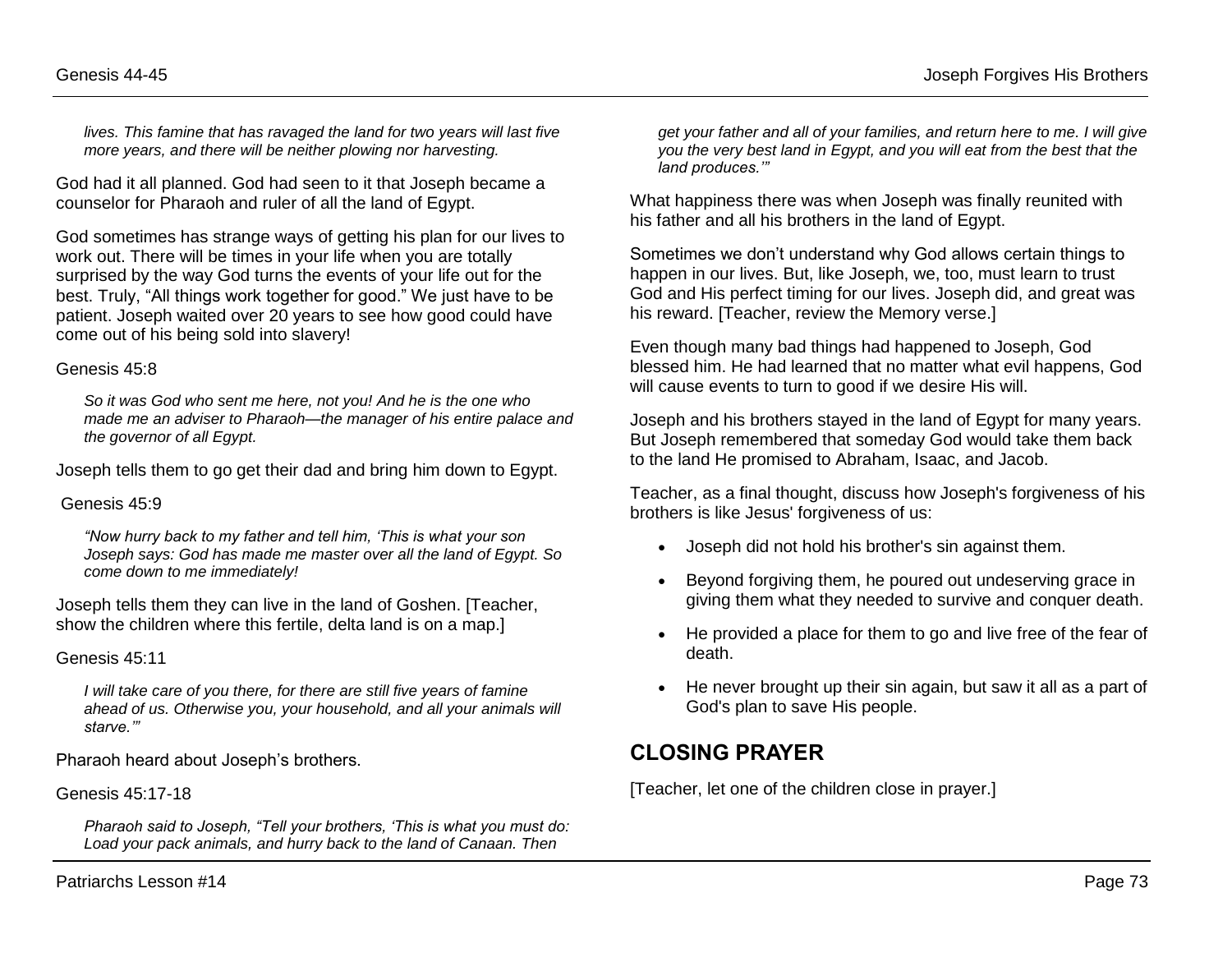*lives. This famine that has ravaged the land for two years will last five more years, and there will be neither plowing nor harvesting.*

God had it all planned. God had seen to it that Joseph became a counselor for Pharaoh and ruler of all the land of Egypt.

God sometimes has strange ways of getting his plan for our lives to work out. There will be times in your life when you are totally surprised by the way God turns the events of your life out for the best. Truly, "All things work together for good." We just have to be patient. Joseph waited over 20 years to see how good could have come out of his being sold into slavery!

Genesis 45:8

> *So it was God who sent me here, not you! And he is the one who made me an adviser to Pharaoh—the manager of his entire palace and the governor of all Egypt.*

Joseph tells them to go get their dad and bring him down to Egypt.

Genesis 45:9

> *"Now hurry back to my father and tell him, 'This is what your son Joseph says: God has made me master over all the land of Egypt. So come down to me immediately!*

Joseph tells them they can live in the land of Goshen. [Teacher, show the children where this fertile, delta land is on a map.]

Genesis 45:11

> *I will take care of you there, for there are still five years of famine ahead of us. Otherwise you, your household, and all your animals will starve.'"*

Pharaoh heard about Joseph's brothers.

Genesis 45:17-18

> *Pharaoh said to Joseph, "Tell your brothers, 'This is what you must do: Load your pack animals, and hurry back to the land of Canaan. Then get your father and all of your families, and return here to me. I will give you the very best land in Egypt, and you will eat from the best that the land produces.'"*

What happiness there was when Joseph was finally reunited with his father and all his brothers in the land of Egypt.

Sometimes we don't understand why God allows certain things to happen in our lives. But, like Joseph, we, too, must learn to trust God and His perfect timing for our lives. Joseph did, and great was his reward. [Teacher, review the Memory verse.]

Even though many bad things had happened to Joseph, God blessed him. He had learned that no matter what evil happens, God will cause events to turn to good if we desire His will.

Joseph and his brothers stayed in the land of Egypt for many years. But Joseph remembered that someday God would take them back to the land He promised to Abraham, Isaac, and Jacob.

Teacher, as a final thought, discuss how Joseph's forgiveness of his brothers is like Jesus' forgiveness of us:

- Joseph did not hold his brother's sin against them.
- Beyond forgiving them, he poured out undeserving grace in giving them what they needed to survive and conquer death.
- He provided a place for them to go and live free of the fear of death.
- He never brought up their sin again, but saw it all as a part of God's plan to save His people.

## CLOSING PRAYER

[Teacher, let one of the children close in prayer.]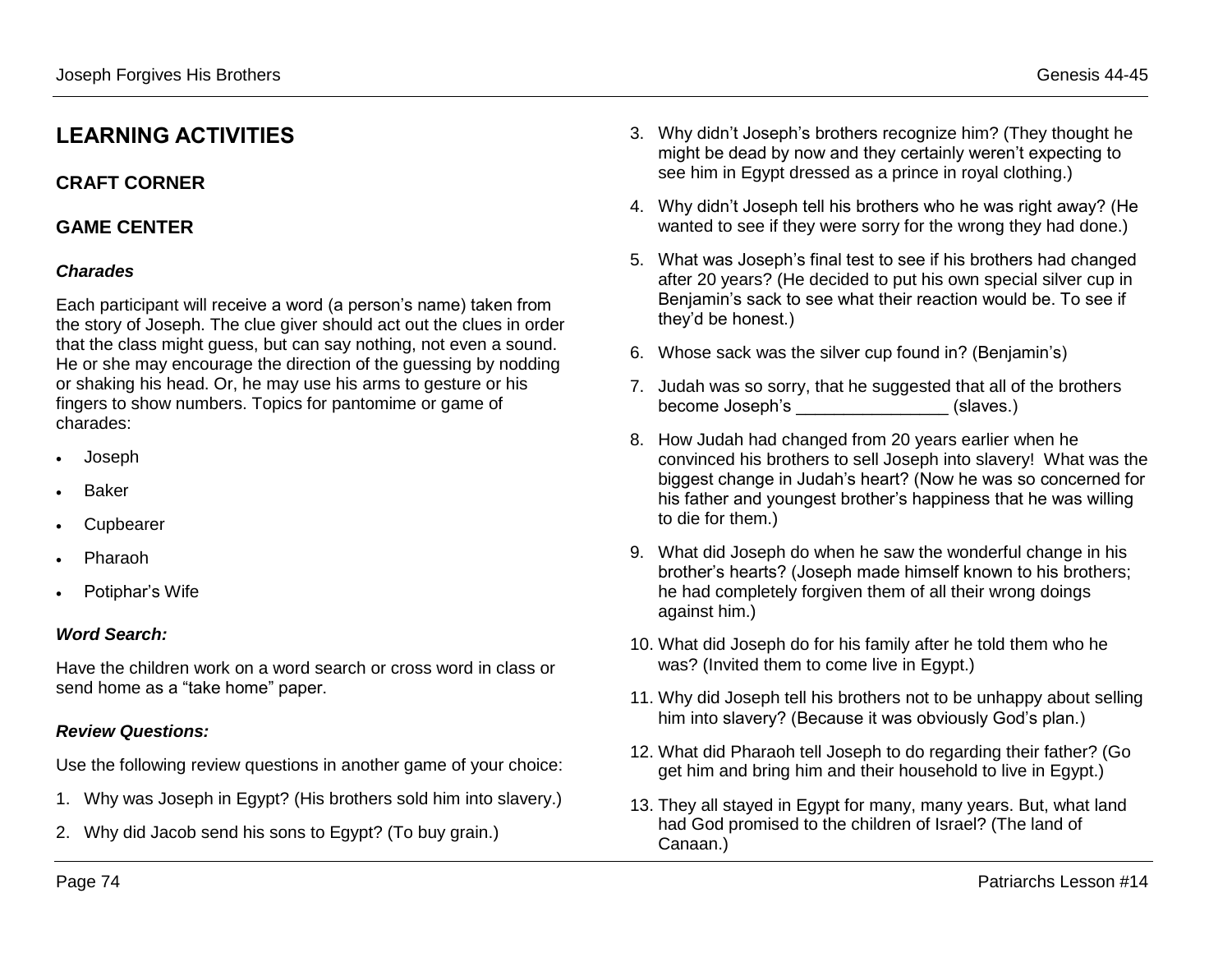## LEARNING ACTIVITIES

### CRAFT CORNER

### GAME CENTER

#### *Charades*

Each participant will receive a word (a person's name) taken from the story of Joseph. The clue giver should act out the clues in order that the class might guess, but can say nothing, not even a sound. He or she may encourage the direction of the guessing by nodding or shaking his head. Or, he may use his arms to gesture or his fingers to show numbers. Topics for pantomime or game of charades:

- Joseph
- Baker
- Cupbearer
- Pharaoh
- Potiphar's Wife

#### *Word Search:*

Have the children work on a word search or cross word in class or send home as a "take home" paper.

#### *Review Questions:*

Use the following review questions in another game of your choice:

1. Why was Joseph in Egypt? (His brothers sold him into slavery.)
2. Why did Jacob send his sons to Egypt? (To buy grain.)
3. Why didn't Joseph's brothers recognize him? (They thought he might be dead by now and they certainly weren't expecting to see him in Egypt dressed as a prince in royal clothing.)
4. Why didn't Joseph tell his brothers who he was right away? (He wanted to see if they were sorry for the wrong they had done.)
5. What was Joseph's final test to see if his brothers had changed after 20 years? (He decided to put his own special silver cup in Benjamin's sack to see what their reaction would be. To see if they'd be honest.)
6. Whose sack was the silver cup found in? (Benjamin's)
7. Judah was so sorry, that he suggested that all of the brothers become Joseph's ________________ (slaves.)
8. How Judah had changed from 20 years earlier when he convinced his brothers to sell Joseph into slavery! What was the biggest change in Judah's heart? (Now he was so concerned for his father and youngest brother's happiness that he was willing to die for them.)
9. What did Joseph do when he saw the wonderful change in his brother's hearts? (Joseph made himself known to his brothers; he had completely forgiven them of all their wrong doings against him.)
10. What did Joseph do for his family after he told them who he was? (Invited them to come live in Egypt.)
11. Why did Joseph tell his brothers not to be unhappy about selling him into slavery? (Because it was obviously God's plan.)
12. What did Pharaoh tell Joseph to do regarding their father? (Go get him and bring him and their household to live in Egypt.)
13. They all stayed in Egypt for many, many years. But, what land had God promised to the children of Israel? (The land of Canaan.)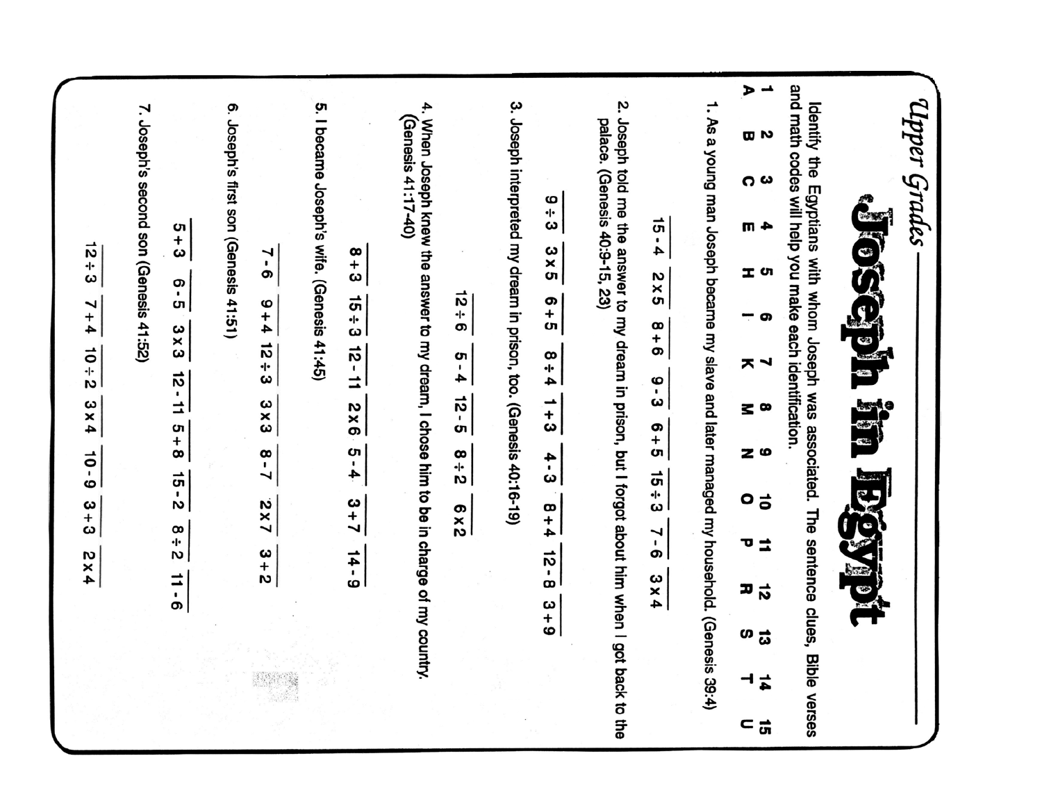*Upper Grades*

# Joseph in Egypt

Identify the Egyptians with whom Joseph was associated. The sentence clues, Bible verses and math codes will help you make each identification.

| 1 | 2 | 3 | 4 | 5 | 6 | 7 | 8 | 9 | 10 | 11 | 12 | 13 | 14 | 15 |
|---|---|---|---|---|---|---|---|---|---|---|---|---|---|---|
| A | B | C | E | H | I | K | M | N | O | P | R | S | T | U |

1. As a young man Joseph became my slave and later managed my household. (Genesis 39:4)

   15 - 4 &nbsp; 2 x 5 &nbsp; 8 + 6 &nbsp; 9 - 3 &nbsp; 6 + 5 &nbsp; 15 ÷ 3 &nbsp; 7 - 6 &nbsp; 3 x 4

2. Joseph told me the answer to my dream in prison, but I forgot about him when I got back to the palace. (Genesis 40:9-15, 23)

   9 ÷ 3 &nbsp; 3 x 5 &nbsp; 6 + 5 &nbsp; 8 ÷ 4 &nbsp; 1 + 3 &nbsp; 4 - 3 &nbsp; 8 + 4 &nbsp; 12 - 8 &nbsp; 3 + 9

3. Joseph interpreted my dream in prison, too. (Genesis 40:16-19)

   12 ÷ 6 &nbsp; 5 - 4 &nbsp; 12 - 5 &nbsp; 8 ÷ 2 &nbsp; 6 x 2

4. When Joseph knew the answer to my dream, I chose him to be in charge of my country. (Genesis 41:17-40)

   8 + 3 &nbsp; 15 ÷ 3 &nbsp; 12 - 11 &nbsp; 2 x 6 &nbsp; 5 - 4 &nbsp; 3 + 7 &nbsp; 14 - 9

5. I became Joseph's wife. (Genesis 41:45)

   7 - 6 &nbsp; 9 + 4 &nbsp; 12 ÷ 3 &nbsp; 3 x 3 &nbsp; 8 - 7 &nbsp; 2 x 7 &nbsp; 3 + 2

6. Joseph's first son (Genesis 41:51)

   5 + 3 &nbsp; 6 - 5 &nbsp; 3 x 3 &nbsp; 12 - 11 &nbsp; 5 + 8 &nbsp; 15 - 2 &nbsp; 8 ÷ 2 &nbsp; 11 - 6

7. Joseph's second son (Genesis 41:52)

   12 ÷ 3 &nbsp; 7 + 4 &nbsp; 10 ÷ 2 &nbsp; 3 x 4 &nbsp; 10 - 9 &nbsp; 3 + 3 &nbsp; 2 x 4